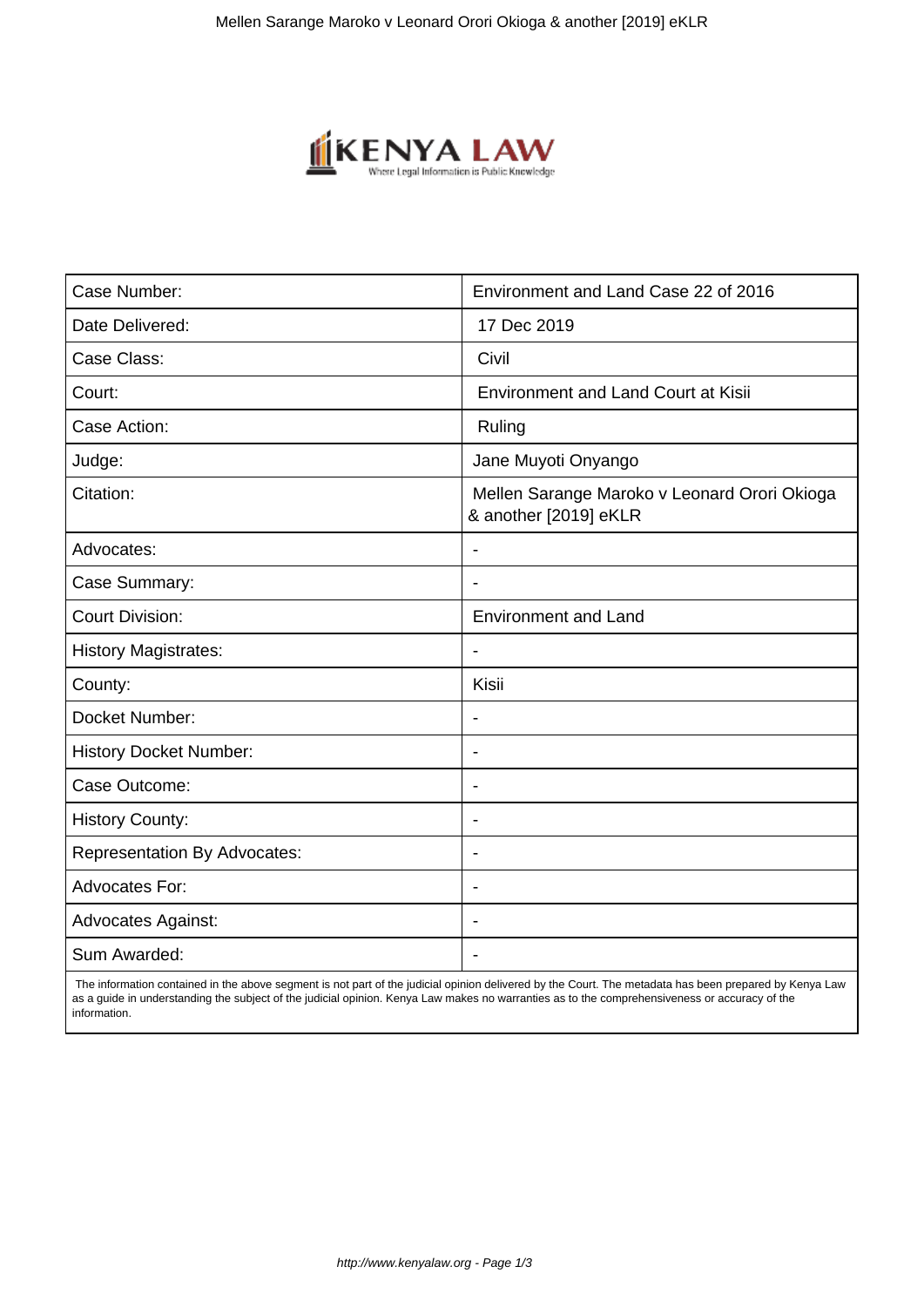| Case Number: | Environment and Land Case 22 of 2016 |
| --- | --- |
| Date Delivered: | 17 Dec 2019 |
| Case Class: | Civil |
| Court: | Environment and Land Court at Kisii |
| Case Action: | Ruling |
| Judge: | Jane Muyoti Onyango |
| Citation: | Mellen Sarange Maroko v Leonard Orori Okioga & another [2019] eKLR |
| Advocates: | - |
| Case Summary: | - |
| Court Division: | Environment and Land |
| History Magistrates: | - |
| County: | Kisii |
| Docket Number: | - |
| History Docket Number: | - |
| Case Outcome: | - |
| History County: | - |
| Representation By Advocates: | - |
| Advocates For: | - |
| Advocates Against: | - |
| Sum Awarded: | - |

The information contained in the above segment is not part of the judicial opinion delivered by the Court. The metadata has been prepared by Kenya Law as a guide in understanding the subject of the judicial opinion. Kenya Law makes no warranties as to the comprehensiveness or accuracy of the information.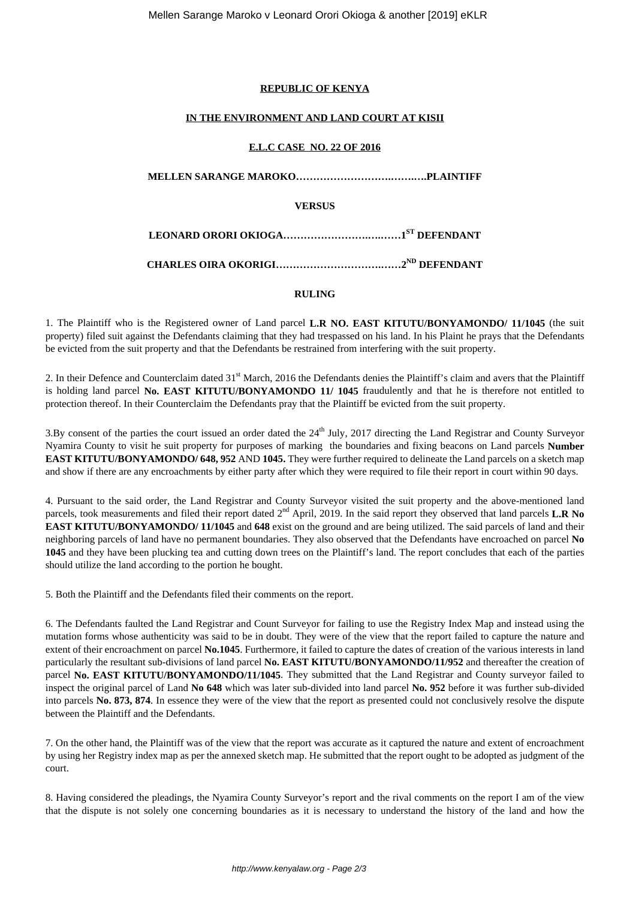**REPUBLIC OF KENYA**

**IN THE ENVIRONMENT AND LAND COURT AT KISII**

**E.L.C CASE NO. 22 OF 2016**

**MELLEN SARANGE MAROKO………………………….……..PLAINTIFF**

**VERSUS**

**LEONARD ORORI OKIOGA……………………….….……1[ST] DEFENDANT**

**CHARLES OIRA OKORIGI…………………………….……2[ND] DEFENDANT**

**RULING**

1. The Plaintiff who is the Registered owner of Land parcel **L.R NO. EAST KITUTU/BONYAMONDO/ 11/1045** (the suit property) filed suit against the Defendants claiming that they had trespassed on his land. In his Plaint he prays that the Defendants be evicted from the suit property and that the Defendants be restrained from interfering with the suit property.

2. In their Defence and Counterclaim dated 31[st] March, 2016 the Defendants denies the Plaintiff's claim and avers that the Plaintiff is holding land parcel **No. EAST KITUTU/BONYAMONDO 11/ 1045** fraudulently and that he is therefore not entitled to protection thereof. In their Counterclaim the Defendants pray that the Plaintiff be evicted from the suit property.

3.By consent of the parties the court issued an order dated the 24[th] July, 2017 directing the Land Registrar and County Surveyor Nyamira County to visit he suit property for purposes of marking the boundaries and fixing beacons on Land parcels **Number EAST KITUTU/BONYAMONDO/ 648, 952** AND **1045.** They were further required to delineate the Land parcels on a sketch map and show if there are any encroachments by either party after which they were required to file their report in court within 90 days.

4. Pursuant to the said order, the Land Registrar and County Surveyor visited the suit property and the above-mentioned land parcels, took measurements and filed their report dated 2[nd] April, 2019. In the said report they observed that land parcels **L.R No EAST KITUTU/BONYAMONDO/ 11/1045** and **648** exist on the ground and are being utilized. The said parcels of land and their neighboring parcels of land have no permanent boundaries. They also observed that the Defendants have encroached on parcel **No 1045** and they have been plucking tea and cutting down trees on the Plaintiff's land. The report concludes that each of the parties should utilize the land according to the portion he bought.

5. Both the Plaintiff and the Defendants filed their comments on the report.

6. The Defendants faulted the Land Registrar and Count Surveyor for failing to use the Registry Index Map and instead using the mutation forms whose authenticity was said to be in doubt. They were of the view that the report failed to capture the nature and extent of their encroachment on parcel **No.1045**. Furthermore, it failed to capture the dates of creation of the various interests in land particularly the resultant sub-divisions of land parcel **No. EAST KITUTU/BONYAMONDO/11/952** and thereafter the creation of parcel **No. EAST KITUTU/BONYAMONDO/11/1045**. They submitted that the Land Registrar and County surveyor failed to inspect the original parcel of Land **No 648** which was later sub-divided into land parcel **No. 952** before it was further sub-divided into parcels **No. 873, 874**. In essence they were of the view that the report as presented could not conclusively resolve the dispute between the Plaintiff and the Defendants.

7. On the other hand, the Plaintiff was of the view that the report was accurate as it captured the nature and extent of encroachment by using her Registry index map as per the annexed sketch map. He submitted that the report ought to be adopted as judgment of the court.

8. Having considered the pleadings, the Nyamira County Surveyor's report and the rival comments on the report I am of the view that the dispute is not solely one concerning boundaries as it is necessary to understand the history of the land and how the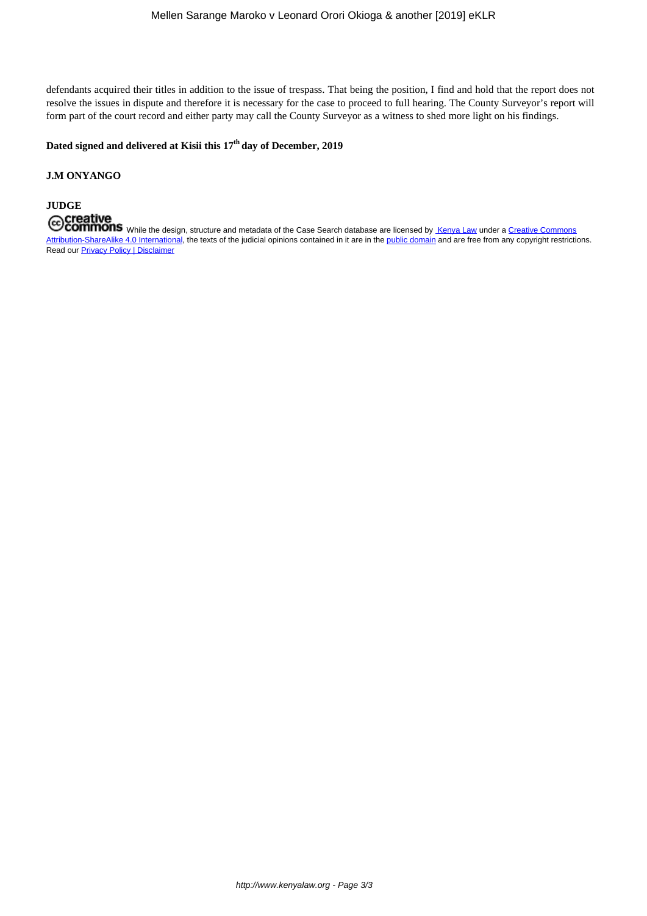defendants acquired their titles in addition to the issue of trespass. That being the position, I find and hold that the report does not resolve the issues in dispute and therefore it is necessary for the case to proceed to full hearing. The County Surveyor's report will form part of the court record and either party may call the County Surveyor as a witness to shed more light on his findings.

**Dated signed and delivered at Kisii this 17th day of December, 2019**

**J.M ONYANGO**

**JUDGE**

While the design, structure and metadata of the Case Search database are licensed by Kenya Law under a Creative Commons Attribution-ShareAlike 4.0 International, the texts of the judicial opinions contained in it are in the public domain and are free from any copyright restrictions. Read our Privacy Policy | Disclaimer